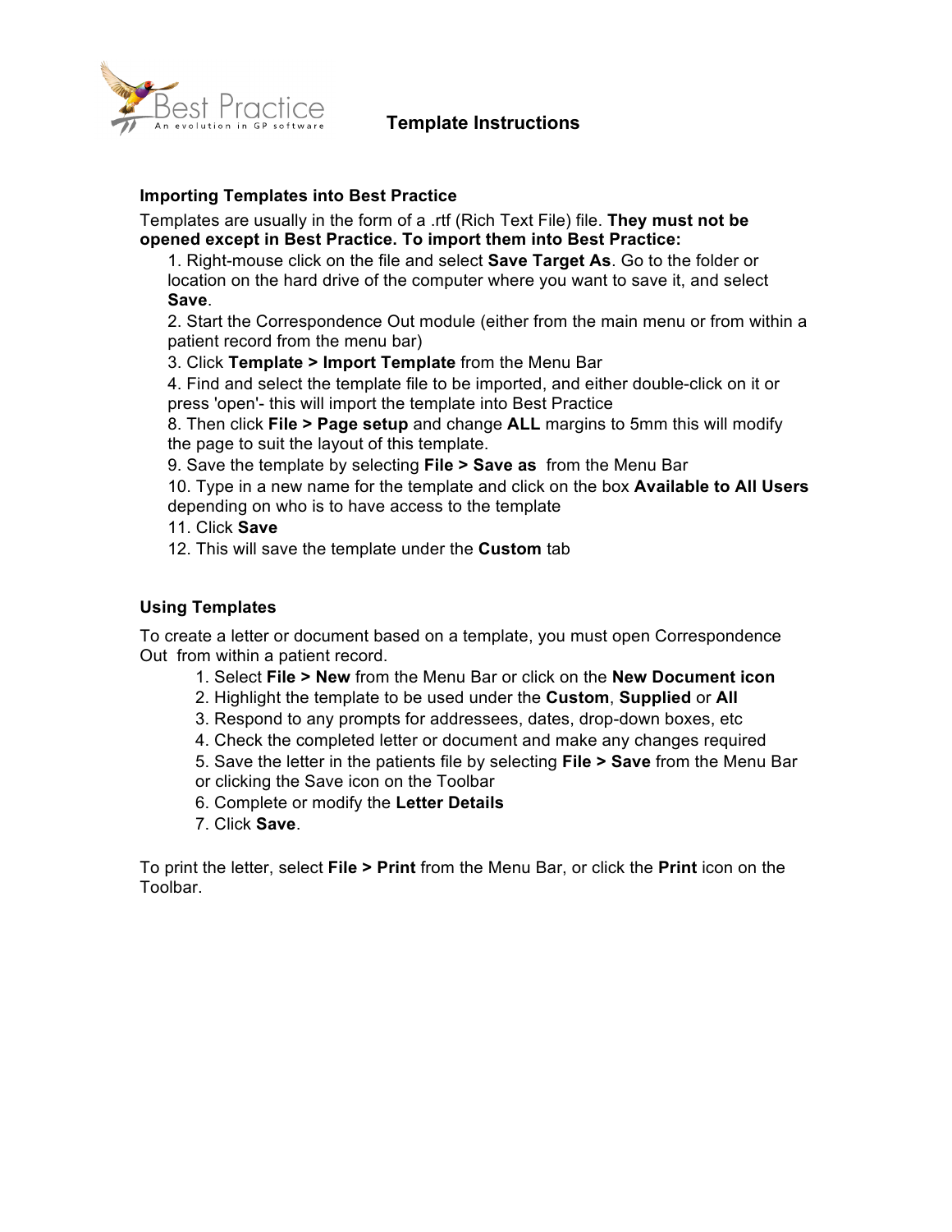Best Practice
An evolution in GP software

# Template Instructions

## Importing Templates into Best Practice

Templates are usually in the form of a .rtf (Rich Text File) file. **They must not be opened except in Best Practice. To import them into Best Practice:**

1. Right-mouse click on the file and select **Save Target As**. Go to the folder or location on the hard drive of the computer where you want to save it, and select **Save**.
2. Start the Correspondence Out module (either from the main menu or from within a patient record from the menu bar)
3. Click **Template > Import Template** from the Menu Bar
4. Find and select the template file to be imported, and either double-click on it or press 'open'- this will import the template into Best Practice
8. Then click **File > Page setup** and change **ALL** margins to 5mm this will modify the page to suit the layout of this template.
9. Save the template by selecting **File > Save as** from the Menu Bar
10. Type in a new name for the template and click on the box **Available to All Users** depending on who is to have access to the template
11. Click **Save**
12. This will save the template under the **Custom** tab

## Using Templates

To create a letter or document based on a template, you must open Correspondence Out from within a patient record.

1. Select **File > New** from the Menu Bar or click on the **New Document icon**
2. Highlight the template to be used under the **Custom**, **Supplied** or **All**
3. Respond to any prompts for addressees, dates, drop-down boxes, etc
4. Check the completed letter or document and make any changes required
5. Save the letter in the patients file by selecting **File > Save** from the Menu Bar or clicking the Save icon on the Toolbar
6. Complete or modify the **Letter Details**
7. Click **Save**.

To print the letter, select **File > Print** from the Menu Bar, or click the **Print** icon on the Toolbar.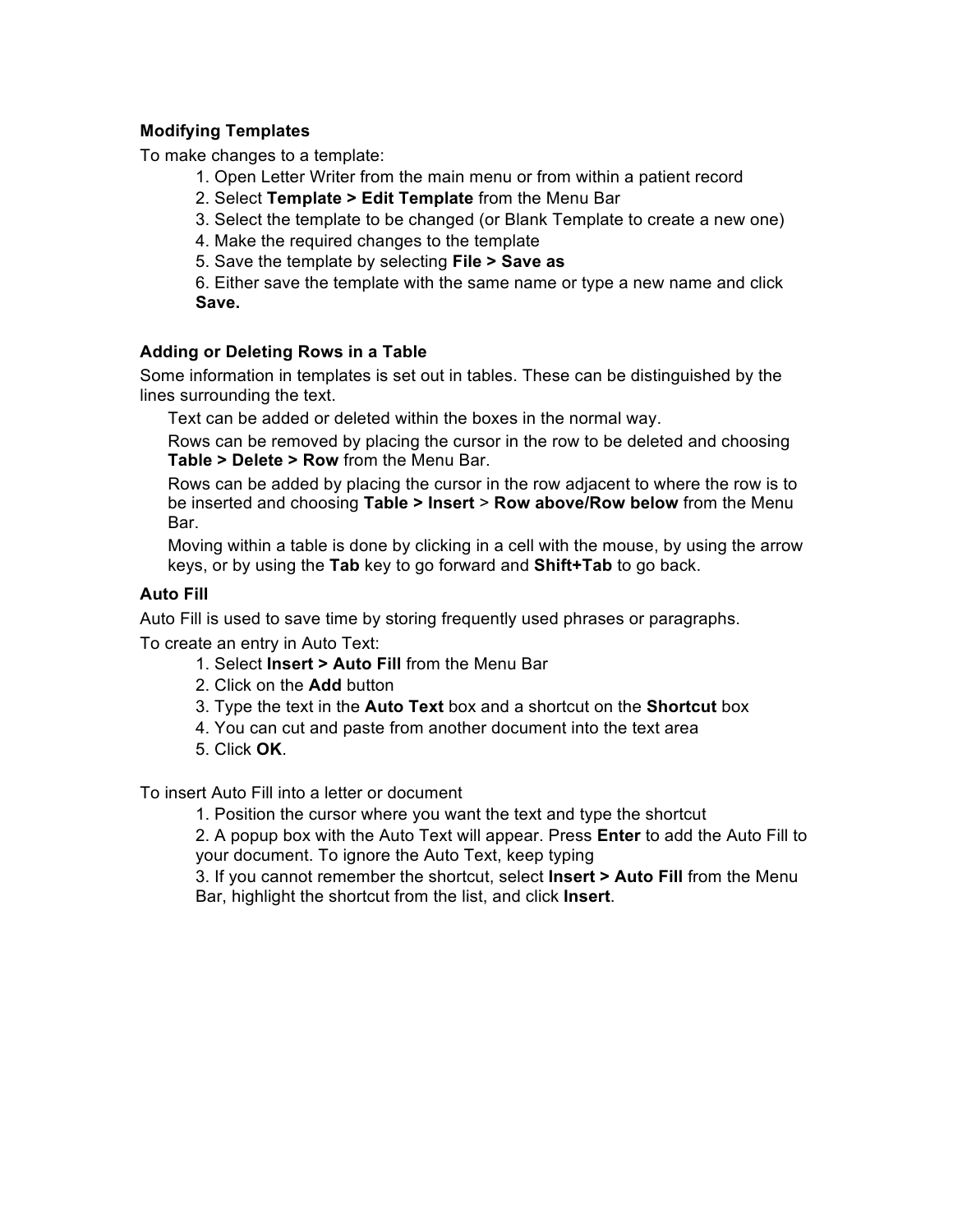**Modifying Templates**

To make changes to a template:

1. Open Letter Writer from the main menu or from within a patient record
2. Select **Template > Edit Template** from the Menu Bar
3. Select the template to be changed (or Blank Template to create a new one)
4. Make the required changes to the template
5. Save the template by selecting **File > Save as**
6. Either save the template with the same name or type a new name and click **Save.**

**Adding or Deleting Rows in a Table**

Some information in templates is set out in tables. These can be distinguished by the lines surrounding the text.

Text can be added or deleted within the boxes in the normal way.

Rows can be removed by placing the cursor in the row to be deleted and choosing **Table > Delete > Row** from the Menu Bar.

Rows can be added by placing the cursor in the row adjacent to where the row is to be inserted and choosing **Table > Insert** > **Row above/Row below** from the Menu Bar.

Moving within a table is done by clicking in a cell with the mouse, by using the arrow keys, or by using the **Tab** key to go forward and **Shift+Tab** to go back.

**Auto Fill**

Auto Fill is used to save time by storing frequently used phrases or paragraphs.

To create an entry in Auto Text:

1. Select **Insert > Auto Fill** from the Menu Bar
2. Click on the **Add** button
3. Type the text in the **Auto Text** box and a shortcut on the **Shortcut** box
4. You can cut and paste from another document into the text area
5. Click **OK**.

To insert Auto Fill into a letter or document

1. Position the cursor where you want the text and type the shortcut
2. A popup box with the Auto Text will appear. Press **Enter** to add the Auto Fill to your document. To ignore the Auto Text, keep typing
3. If you cannot remember the shortcut, select **Insert > Auto Fill** from the Menu Bar, highlight the shortcut from the list, and click **Insert**.